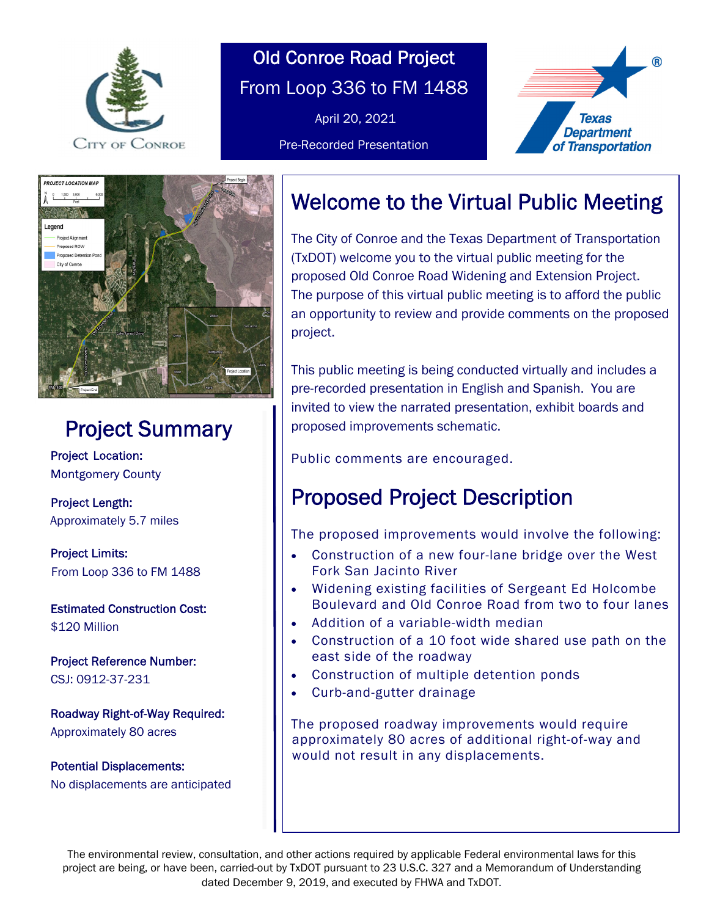# Old Conroe Road Project

From Loop 336 to FM 1488

April 20, 2021

Pre-Recorded Presentation

## Welcome to the Virtual Public Meeting

The City of Conroe and the Texas Department of Transportation (TxDOT) welcome you to the virtual public meeting for the proposed Old Conroe Road Widening and Extension Project. The purpose of this virtual public meeting is to afford the public an opportunity to review and provide comments on the proposed project.

This public meeting is being conducted virtually and includes a pre-recorded presentation in English and Spanish. You are invited to view the narrated presentation, exhibit boards and proposed improvements schematic.

Public comments are encouraged.

## Proposed Project Description

The proposed improvements would involve the following:

- Construction of a new four-lane bridge over the West Fork San Jacinto River
- Widening existing facilities of Sergeant Ed Holcombe Boulevard and Old Conroe Road from two to four lanes
- Addition of a variable-width median
- Construction of a 10 foot wide shared use path on the east side of the roadway
- Construction of multiple detention ponds
- Curb-and-gutter drainage

The proposed roadway improvements would require approximately 80 acres of additional right-of-way and would not result in any displacements.

## Project Summary

**Project Location:**
Montgomery County

**Project Length:**
Approximately 5.7 miles

**Project Limits:**
From Loop 336 to FM 1488

**Estimated Construction Cost:**
$120 Million

**Project Reference Number:**
CSJ: 0912-37-231

**Roadway Right-of-Way Required:**
Approximately 80 acres

**Potential Displacements:**
No displacements are anticipated

The environmental review, consultation, and other actions required by applicable Federal environmental laws for this project are being, or have been, carried-out by TxDOT pursuant to 23 U.S.C. 327 and a Memorandum of Understanding dated December 9, 2019, and executed by FHWA and TxDOT.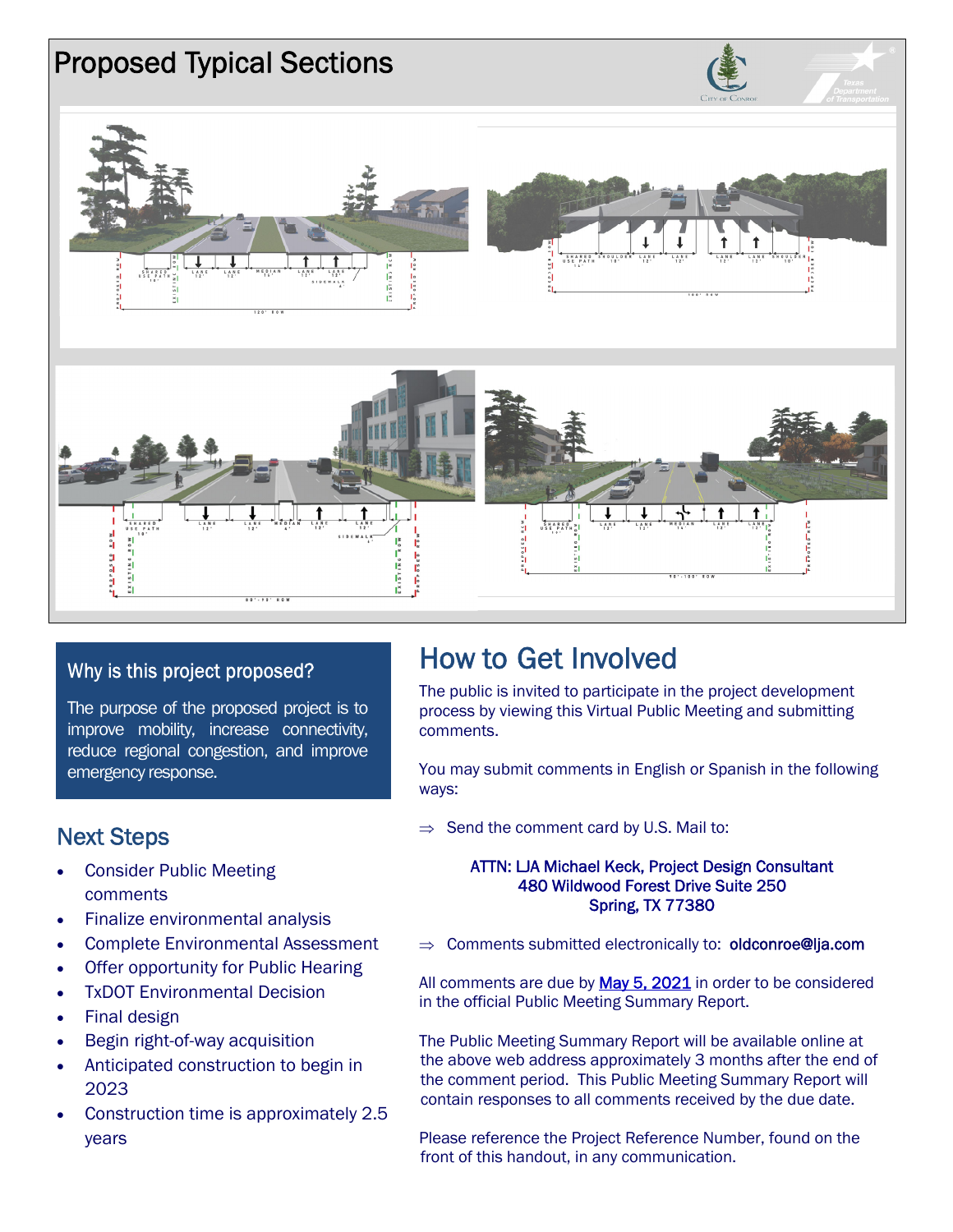# Proposed Typical Sections

SHARED USE PATH 10' | LANE 12' | LANE 12' | MEDIAN 16' | LANE 12' | LANE 12' | SIDEWALK 6'

120' ROW

SHARED USE PATH 14' | SHOULDER 10' | LANE 12' | LANE 12' | LANE 12' | LANE 12' | SHOULDER 10'

SHARED USE PATH 10' | LANE 12' | LANE 12' | MEDIAN 4' | LANE 12' | LANE 12' | SIDEWALK 6'

SHARED USE PATH 14' | LANE 12' | LANE 12' | MEDIAN 14' | LANE 12' | LANE 12'

90'-100' ROW

## Why is this project proposed?

The purpose of the proposed project is to improve mobility, increase connectivity, reduce regional congestion, and improve emergency response.

## Next Steps

- Consider Public Meeting comments
- Finalize environmental analysis
- Complete Environmental Assessment
- Offer opportunity for Public Hearing
- TxDOT Environmental Decision
- Final design
- Begin right-of-way acquisition
- Anticipated construction to begin in 2023
- Construction time is approximately 2.5 years

## How to Get Involved

The public is invited to participate in the project development process by viewing this Virtual Public Meeting and submitting comments.

You may submit comments in English or Spanish in the following ways:

⇒ Send the comment card by U.S. Mail to:

ATTN: LJA Michael Keck, Project Design Consultant
480 Wildwood Forest Drive Suite 250
Spring, TX 77380

⇒ Comments submitted electronically to: oldconroe@lja.com

All comments are due by May 5, 2021 in order to be considered in the official Public Meeting Summary Report.

The Public Meeting Summary Report will be available online at the above web address approximately 3 months after the end of the comment period. This Public Meeting Summary Report will contain responses to all comments received by the due date.

Please reference the Project Reference Number, found on the front of this handout, in any communication.